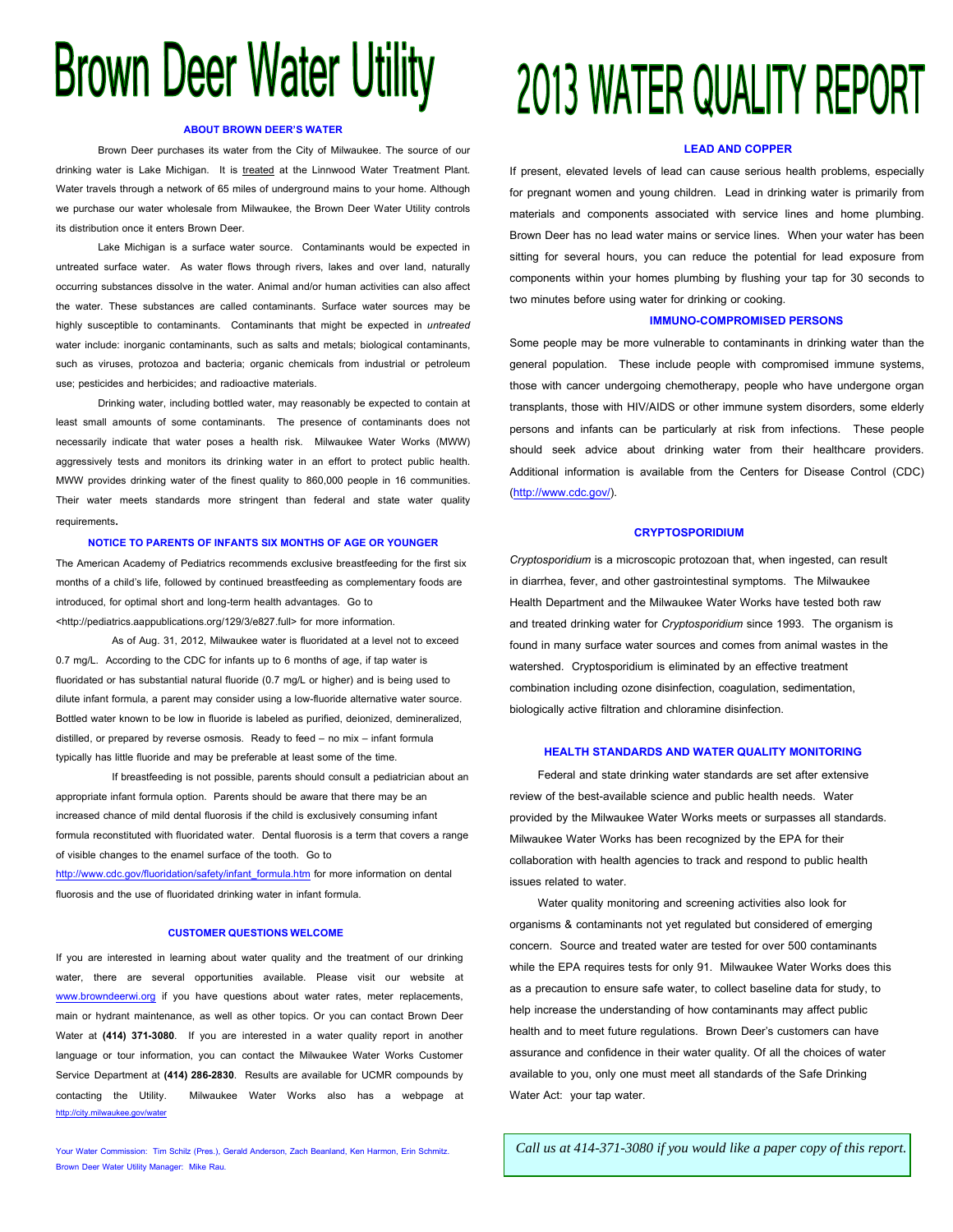# Brown Deer Water Utility

# 2013 WATER QUALITY REPORT

## ABOUT BROWN DEER'S WATER

Brown Deer purchases its water from the City of Milwaukee. The source of our drinking water is Lake Michigan. It is treated at the Linnwood Water Treatment Plant. Water travels through a network of 65 miles of underground mains to your home. Although we purchase our water wholesale from Milwaukee, the Brown Deer Water Utility controls its distribution once it enters Brown Deer.

Lake Michigan is a surface water source. Contaminants would be expected in untreated surface water. As water flows through rivers, lakes and over land, naturally occurring substances dissolve in the water. Animal and/or human activities can also affect the water. These substances are called contaminants. Surface water sources may be highly susceptible to contaminants. Contaminants that might be expected in *untreated* water include: inorganic contaminants, such as salts and metals; biological contaminants, such as viruses, protozoa and bacteria; organic chemicals from industrial or petroleum use; pesticides and herbicides; and radioactive materials.

Drinking water, including bottled water, may reasonably be expected to contain at least small amounts of some contaminants. The presence of contaminants does not necessarily indicate that water poses a health risk. Milwaukee Water Works (MWW) aggressively tests and monitors its drinking water in an effort to protect public health. MWW provides drinking water of the finest quality to 860,000 people in 16 communities. Their water meets standards more stringent than federal and state water quality requirements.

## NOTICE TO PARENTS OF INFANTS SIX MONTHS OF AGE OR YOUNGER

The American Academy of Pediatrics recommends exclusive breastfeeding for the first six months of a child's life, followed by continued breastfeeding as complementary foods are introduced, for optimal short and long-term health advantages. Go to <http://pediatrics.aappublications.org/129/3/e827.full> for more information.

As of Aug. 31, 2012, Milwaukee water is fluoridated at a level not to exceed 0.7 mg/L. According to the CDC for infants up to 6 months of age, if tap water is fluoridated or has substantial natural fluoride (0.7 mg/L or higher) and is being used to dilute infant formula, a parent may consider using a low-fluoride alternative water source. Bottled water known to be low in fluoride is labeled as purified, deionized, demineralized, distilled, or prepared by reverse osmosis. Ready to feed – no mix – infant formula typically has little fluoride and may be preferable at least some of the time.

If breastfeeding is not possible, parents should consult a pediatrician about an appropriate infant formula option. Parents should be aware that there may be an increased chance of mild dental fluorosis if the child is exclusively consuming infant formula reconstituted with fluoridated water. Dental fluorosis is a term that covers a range of visible changes to the enamel surface of the tooth. Go to http://www.cdc.gov/fluoridation/safety/infant_formula.htm for more information on dental fluorosis and the use of fluoridated drinking water in infant formula.

## CUSTOMER QUESTIONS WELCOME

If you are interested in learning about water quality and the treatment of our drinking water, there are several opportunities available. Please visit our website at www.browndeerwi.org if you have questions about water rates, meter replacements, main or hydrant maintenance, as well as other topics. Or you can contact Brown Deer Water at **(414) 371-3080**. If you are interested in a water quality report in another language or tour information, you can contact the Milwaukee Water Works Customer Service Department at **(414) 286-2830**. Results are available for UCMR compounds by contacting the Utility. Milwaukee Water Works also has a webpage at http://city.milwaukee.gov/water

Your Water Commission: Tim Schilz (Pres.), Gerald Anderson, Zach Beanland, Ken Harmon, Erin Schmitz.
Brown Deer Water Utility Manager: Mike Rau.

## LEAD AND COPPER

If present, elevated levels of lead can cause serious health problems, especially for pregnant women and young children. Lead in drinking water is primarily from materials and components associated with service lines and home plumbing. Brown Deer has no lead water mains or service lines. When your water has been sitting for several hours, you can reduce the potential for lead exposure from components within your homes plumbing by flushing your tap for 30 seconds to two minutes before using water for drinking or cooking.

## IMMUNO-COMPROMISED PERSONS

Some people may be more vulnerable to contaminants in drinking water than the general population. These include people with compromised immune systems, those with cancer undergoing chemotherapy, people who have undergone organ transplants, those with HIV/AIDS or other immune system disorders, some elderly persons and infants can be particularly at risk from infections. These people should seek advice about drinking water from their healthcare providers. Additional information is available from the Centers for Disease Control (CDC) (http://www.cdc.gov/).

## CRYPTOSPORIDIUM

*Cryptosporidium* is a microscopic protozoan that, when ingested, can result in diarrhea, fever, and other gastrointestinal symptoms. The Milwaukee Health Department and the Milwaukee Water Works have tested both raw and treated drinking water for *Cryptosporidium* since 1993. The organism is found in many surface water sources and comes from animal wastes in the watershed. Cryptosporidium is eliminated by an effective treatment combination including ozone disinfection, coagulation, sedimentation, biologically active filtration and chloramine disinfection.

## HEALTH STANDARDS AND WATER QUALITY MONITORING

Federal and state drinking water standards are set after extensive review of the best-available science and public health needs. Water provided by the Milwaukee Water Works meets or surpasses all standards. Milwaukee Water Works has been recognized by the EPA for their collaboration with health agencies to track and respond to public health issues related to water.

Water quality monitoring and screening activities also look for organisms & contaminants not yet regulated but considered of emerging concern. Source and treated water are tested for over 500 contaminants while the EPA requires tests for only 91. Milwaukee Water Works does this as a precaution to ensure safe water, to collect baseline data for study, to help increase the understanding of how contaminants may affect public health and to meet future regulations. Brown Deer's customers can have assurance and confidence in their water quality. Of all the choices of water available to you, only one must meet all standards of the Safe Drinking Water Act: your tap water.

*Call us at 414-371-3080 if you would like a paper copy of this report.*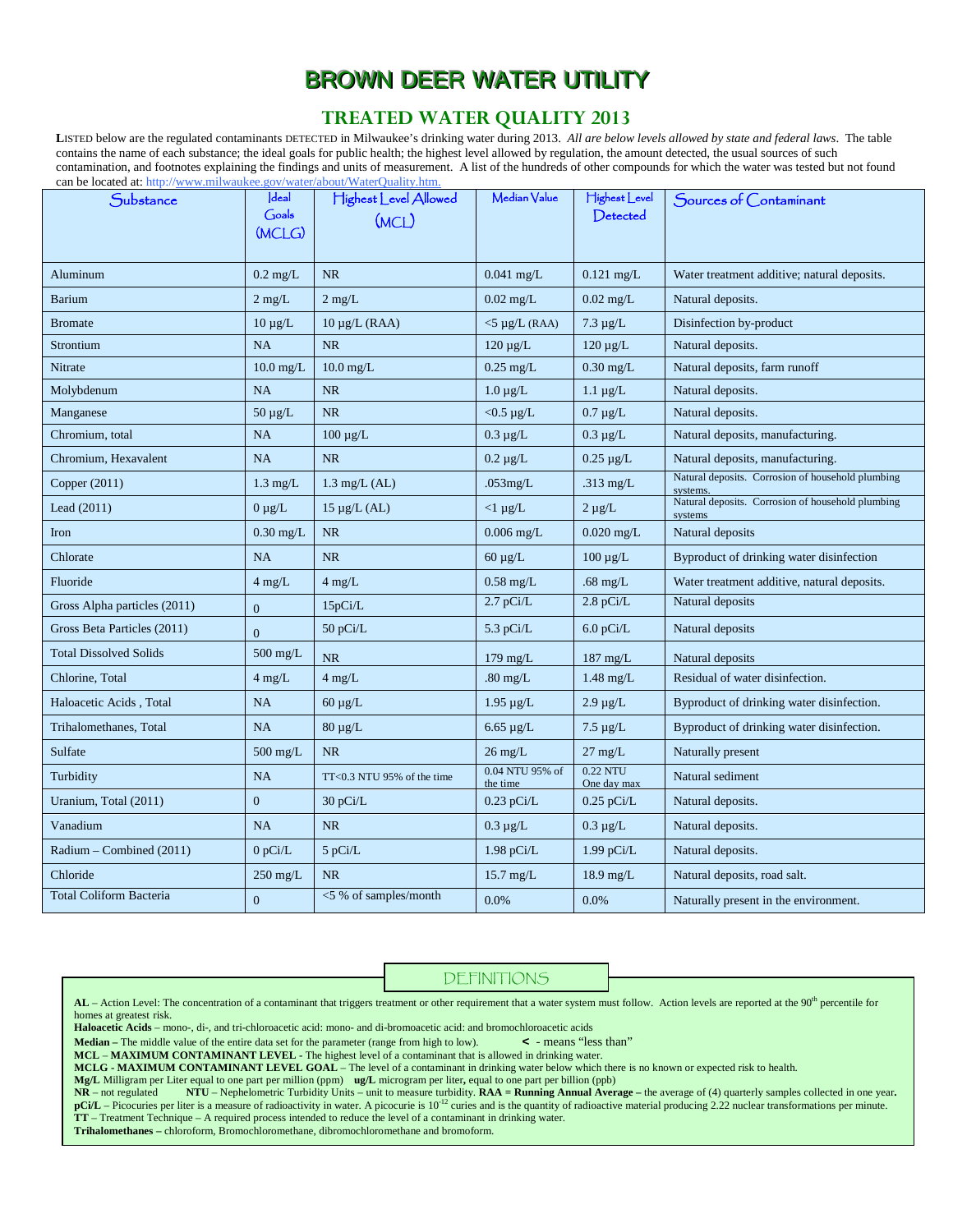# BROWN DEER WATER UTILITY

## TREATED WATER QUALITY 2013

LISTED below are the regulated contaminants DETECTED in Milwaukee's drinking water during 2013. *All are below levels allowed by state and federal laws*. The table contains the name of each substance; the ideal goals for public health; the highest level allowed by regulation, the amount detected, the usual sources of such contamination, and footnotes explaining the findings and units of measurement. A list of the hundreds of other compounds for which the water was tested but not found can be located at: http://www.milwaukee.gov/water/about/WaterQuality.htm.

| Substance | Ideal Goals (MCLG) | Highest Level Allowed (MCL) | Median Value | Highest Level Detected | Sources of Contaminant |
|---|---|---|---|---|---|
| Aluminum | 0.2 mg/L | NR | 0.041 mg/L | 0.121 mg/L | Water treatment additive; natural deposits. |
| Barium | 2 mg/L | 2 mg/L | 0.02 mg/L | 0.02 mg/L | Natural deposits. |
| Bromate | 10 µg/L | 10 µg/L (RAA) | <5 µg/L (RAA) | 7.3 µg/L | Disinfection by-product |
| Strontium | NA | NR | 120 µg/L | 120 µg/L | Natural deposits. |
| Nitrate | 10.0 mg/L | 10.0 mg/L | 0.25 mg/L | 0.30 mg/L | Natural deposits, farm runoff |
| Molybdenum | NA | NR | 1.0 µg/L | 1.1 µg/L | Natural deposits. |
| Manganese | 50 µg/L | NR | <0.5 µg/L | 0.7 µg/L | Natural deposits. |
| Chromium, total | NA | 100 µg/L | 0.3 µg/L | 0.3 µg/L | Natural deposits, manufacturing. |
| Chromium, Hexavalent | NA | NR | 0.2 µg/L | 0.25 µg/L | Natural deposits, manufacturing. |
| Copper (2011) | 1.3 mg/L | 1.3 mg/L (AL) | .053mg/L | .313 mg/L | Natural deposits. Corrosion of household plumbing systems. |
| Lead (2011) | 0 µg/L | 15 µg/L (AL) | <1 µg/L | 2 µg/L | Natural deposits. Corrosion of household plumbing systems |
| Iron | 0.30 mg/L | NR | 0.006 mg/L | 0.020 mg/L | Natural deposits |
| Chlorate | NA | NR | 60 µg/L | 100 µg/L | Byproduct of drinking water disinfection |
| Fluoride | 4 mg/L | 4 mg/L | 0.58 mg/L | .68 mg/L | Water treatment additive, natural deposits. |
| Gross Alpha particles (2011) | 0 | 15pCi/L | 2.7 pCi/L | 2.8 pCi/L | Natural deposits |
| Gross Beta Particles (2011) | 0 | 50 pCi/L | 5.3 pCi/L | 6.0 pCi/L | Natural deposits |
| Total Dissolved Solids | 500 mg/L | NR | 179 mg/L | 187 mg/L | Natural deposits |
| Chlorine, Total | 4 mg/L | 4 mg/L | .80 mg/L | 1.48 mg/L | Residual of water disinfection. |
| Haloacetic Acids , Total | NA | 60 µg/L | 1.95 µg/L | 2.9 µg/L | Byproduct of drinking water disinfection. |
| Trihalomethanes, Total | NA | 80 µg/L | 6.65 µg/L | 7.5 µg/L | Byproduct of drinking water disinfection. |
| Sulfate | 500 mg/L | NR | 26 mg/L | 27 mg/L | Naturally present |
| Turbidity | NA | TT<0.3 NTU 95% of the time | 0.04 NTU 95% of the time | 0.22 NTU One day max | Natural sediment |
| Uranium, Total (2011) | 0 | 30 pCi/L | 0.23 pCi/L | 0.25 pCi/L | Natural deposits. |
| Vanadium | NA | NR | 0.3 µg/L | 0.3 µg/L | Natural deposits. |
| Radium – Combined (2011) | 0 pCi/L | 5 pCi/L | 1.98 pCi/L | 1.99 pCi/L | Natural deposits. |
| Chloride | 250 mg/L | NR | 15.7 mg/L | 18.9 mg/L | Natural deposits, road salt. |
| Total Coliform Bacteria | 0 | <5 % of samples/month | 0.0% | 0.0% | Naturally present in the environment. |

### DEFINITIONS

**AL** – Action Level: The concentration of a contaminant that triggers treatment or other requirement that a water system must follow. Action levels are reported at the 90th percentile for homes at greatest risk.
**Haloacetic Acids** – mono-, di-, and tri-chloroacetic acid: mono- and di-bromoacetic acid: and bromochloroacetic acids
**Median –** The middle value of the entire data set for the parameter (range from high to low). **<** - means "less than"
**MCL – MAXIMUM CONTAMINANT LEVEL -** The highest level of a contaminant that is allowed in drinking water.
**MCLG - MAXIMUM CONTAMINANT LEVEL GOAL** – The level of a contaminant in drinking water below which there is no known or expected risk to health.
**Mg/L** Milligram per Liter equal to one part per million (ppm) **ug/L** microgram per liter**,** equal to one part per billion (ppb)
**NR** – not regulated **NTU** – Nephelometric Turbidity Units – unit to measure turbidity. **RAA = Running Annual Average –** the average of (4) quarterly samples collected in one year**.**
**pCi/L** – Picocuries per liter is a measure of radioactivity in water. A picocurie is $10^{-12}$ curies and is the quantity of radioactive material producing 2.22 nuclear transformations per minute.
**TT** – Treatment Technique – A required process intended to reduce the level of a contaminant in drinking water.
**Trihalomethanes –** chloroform, Bromochloromethane, dibromochloromethane and bromoform.